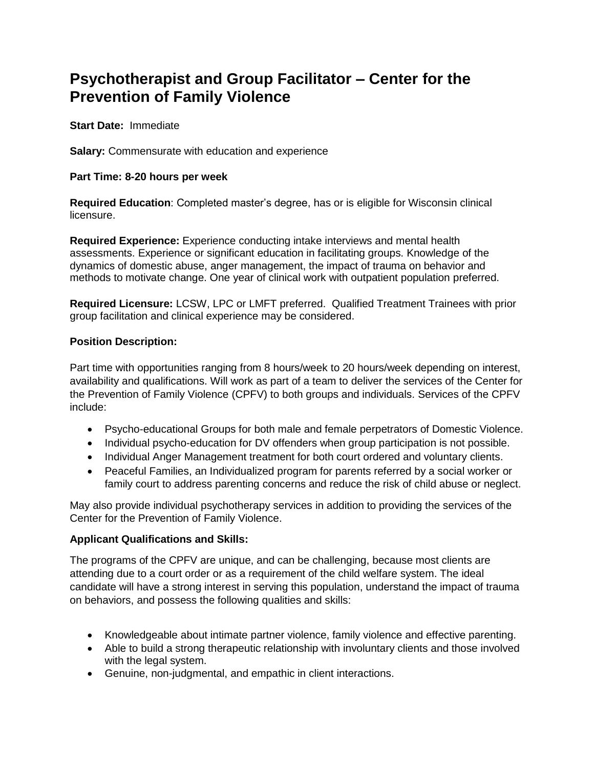# Psychotherapist and Group Facilitator – Center for the Prevention of Family Violence

**Start Date:** Immediate

**Salary:** Commensurate with education and experience

**Part Time: 8-20 hours per week**

**Required Education**: Completed master's degree, has or is eligible for Wisconsin clinical licensure.

**Required Experience:** Experience conducting intake interviews and mental health assessments. Experience or significant education in facilitating groups. Knowledge of the dynamics of domestic abuse, anger management, the impact of trauma on behavior and methods to motivate change. One year of clinical work with outpatient population preferred.

**Required Licensure:** LCSW, LPC or LMFT preferred. Qualified Treatment Trainees with prior group facilitation and clinical experience may be considered.

**Position Description:**

Part time with opportunities ranging from 8 hours/week to 20 hours/week depending on interest, availability and qualifications. Will work as part of a team to deliver the services of the Center for the Prevention of Family Violence (CPFV) to both groups and individuals. Services of the CPFV include:

- Psycho-educational Groups for both male and female perpetrators of Domestic Violence.
- Individual psycho-education for DV offenders when group participation is not possible.
- Individual Anger Management treatment for both court ordered and voluntary clients.
- Peaceful Families, an Individualized program for parents referred by a social worker or family court to address parenting concerns and reduce the risk of child abuse or neglect.

May also provide individual psychotherapy services in addition to providing the services of the Center for the Prevention of Family Violence.

**Applicant Qualifications and Skills:**

The programs of the CPFV are unique, and can be challenging, because most clients are attending due to a court order or as a requirement of the child welfare system. The ideal candidate will have a strong interest in serving this population, understand the impact of trauma on behaviors, and possess the following qualities and skills:

- Knowledgeable about intimate partner violence, family violence and effective parenting.
- Able to build a strong therapeutic relationship with involuntary clients and those involved with the legal system.
- Genuine, non-judgmental, and empathic in client interactions.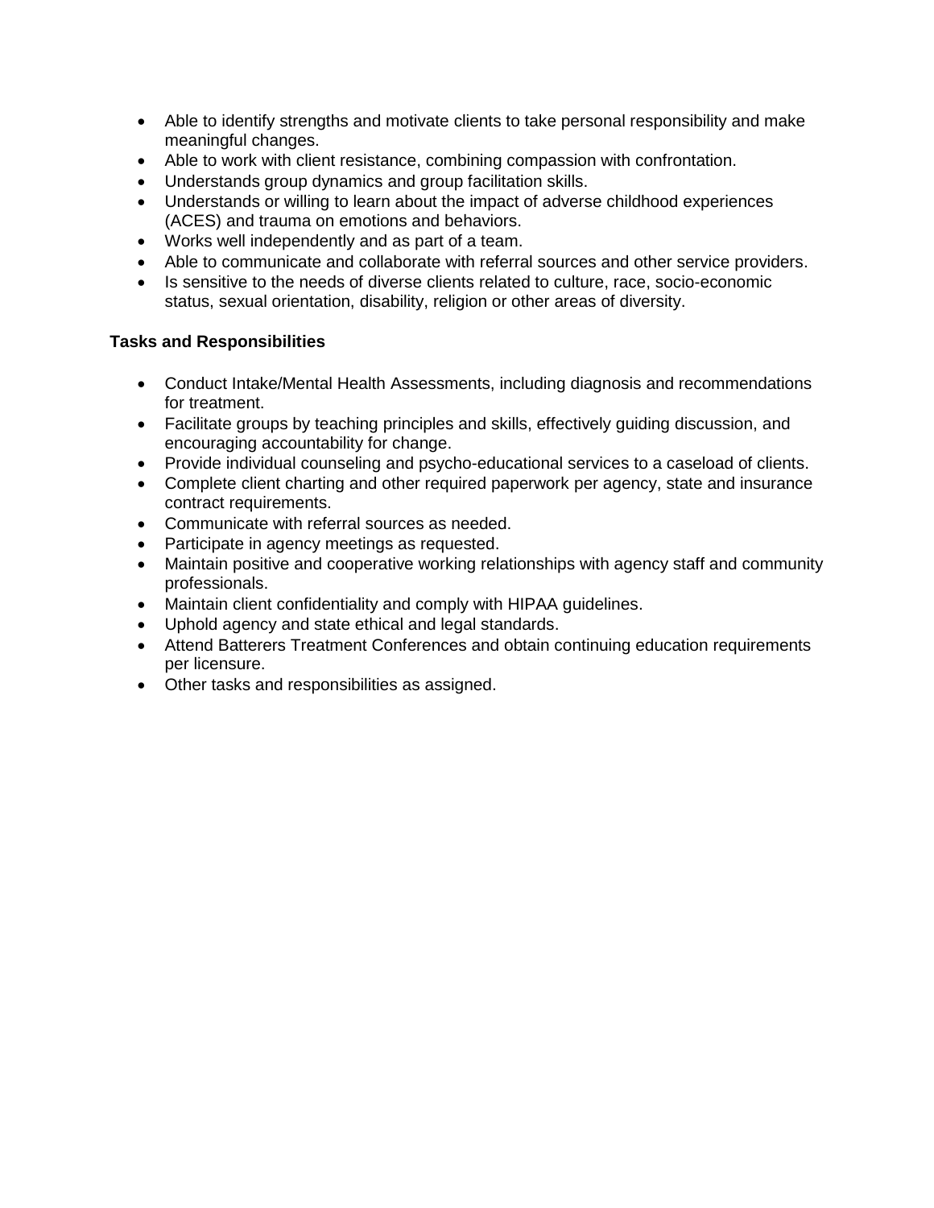- Able to identify strengths and motivate clients to take personal responsibility and make meaningful changes.
- Able to work with client resistance, combining compassion with confrontation.
- Understands group dynamics and group facilitation skills.
- Understands or willing to learn about the impact of adverse childhood experiences (ACES) and trauma on emotions and behaviors.
- Works well independently and as part of a team.
- Able to communicate and collaborate with referral sources and other service providers.
- Is sensitive to the needs of diverse clients related to culture, race, socio-economic status, sexual orientation, disability, religion or other areas of diversity.

**Tasks and Responsibilities**

- Conduct Intake/Mental Health Assessments, including diagnosis and recommendations for treatment.
- Facilitate groups by teaching principles and skills, effectively guiding discussion, and encouraging accountability for change.
- Provide individual counseling and psycho-educational services to a caseload of clients.
- Complete client charting and other required paperwork per agency, state and insurance contract requirements.
- Communicate with referral sources as needed.
- Participate in agency meetings as requested.
- Maintain positive and cooperative working relationships with agency staff and community professionals.
- Maintain client confidentiality and comply with HIPAA guidelines.
- Uphold agency and state ethical and legal standards.
- Attend Batterers Treatment Conferences and obtain continuing education requirements per licensure.
- Other tasks and responsibilities as assigned.